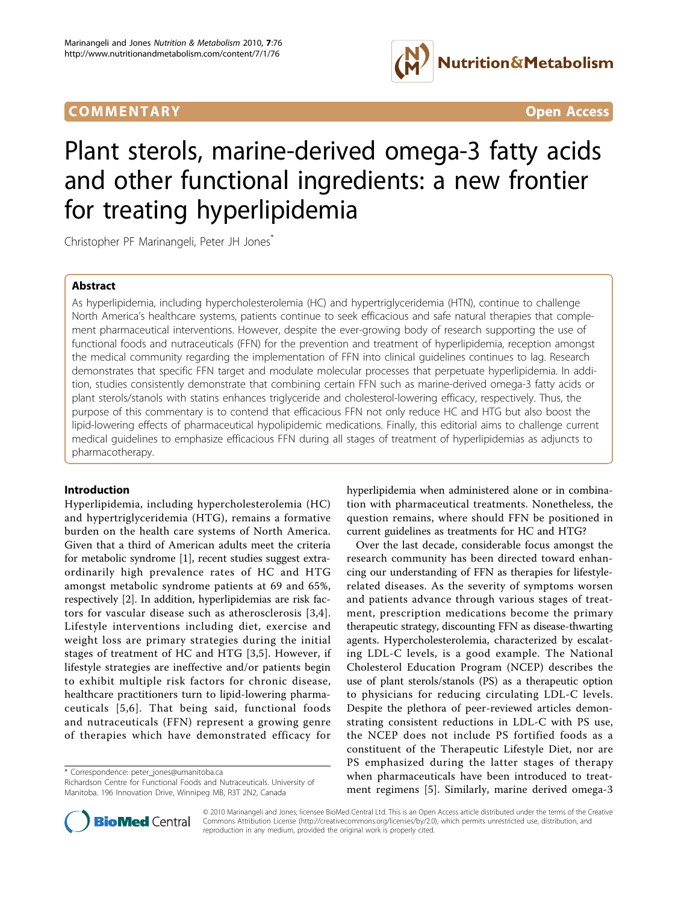COMMENTARY Open Access

# Plant sterols, marine-derived omega-3 fatty acids and other functional ingredients: a new frontier for treating hyperlipidemia

Christopher PF Marinangeli, Peter JH Jones*

## Abstract

As hyperlipidemia, including hypercholesterolemia (HC) and hypertriglyceridemia (HTN), continue to challenge North America's healthcare systems, patients continue to seek efficacious and safe natural therapies that complement pharmaceutical interventions. However, despite the ever-growing body of research supporting the use of functional foods and nutraceuticals (FFN) for the prevention and treatment of hyperlipidemia, reception amongst the medical community regarding the implementation of FFN into clinical guidelines continues to lag. Research demonstrates that specific FFN target and modulate molecular processes that perpetuate hyperlipidemia. In addition, studies consistently demonstrate that combining certain FFN such as marine-derived omega-3 fatty acids or plant sterols/stanols with statins enhances triglyceride and cholesterol-lowering efficacy, respectively. Thus, the purpose of this commentary is to contend that efficacious FFN not only reduce HC and HTG but also boost the lipid-lowering effects of pharmaceutical hypolipidemic medications. Finally, this editorial aims to challenge current medical guidelines to emphasize efficacious FFN during all stages of treatment of hyperlipidemias as adjuncts to pharmacotherapy.

## Introduction

Hyperlipidemia, including hypercholesterolemia (HC) and hypertriglyceridemia (HTG), remains a formative burden on the health care systems of North America. Given that a third of American adults meet the criteria for metabolic syndrome [1], recent studies suggest extraordinarily high prevalence rates of HC and HTG amongst metabolic syndrome patients at 69 and 65%, respectively [2]. In addition, hyperlipidemias are risk factors for vascular disease such as atherosclerosis [3,4]. Lifestyle interventions including diet, exercise and weight loss are primary strategies during the initial stages of treatment of HC and HTG [3,5]. However, if lifestyle strategies are ineffective and/or patients begin to exhibit multiple risk factors for chronic disease, healthcare practitioners turn to lipid-lowering pharmaceuticals [5,6]. That being said, functional foods and nutraceuticals (FFN) represent a growing genre of therapies which have demonstrated efficacy for hyperlipidemia when administered alone or in combination with pharmaceutical treatments. Nonetheless, the question remains, where should FFN be positioned in current guidelines as treatments for HC and HTG?

Over the last decade, considerable focus amongst the research community has been directed toward enhancing our understanding of FFN as therapies for lifestyle-related diseases. As the severity of symptoms worsen and patients advance through various stages of treatment, prescription medications become the primary therapeutic strategy, discounting FFN as disease-thwarting agents. Hypercholesterolemia, characterized by escalating LDL-C levels, is a good example. The National Cholesterol Education Program (NCEP) describes the use of plant sterols/stanols (PS) as a therapeutic option to physicians for reducing circulating LDL-C levels. Despite the plethora of peer-reviewed articles demonstrating consistent reductions in LDL-C with PS use, the NCEP does not include PS fortified foods as a constituent of the Therapeutic Lifestyle Diet, nor are PS emphasized during the latter stages of therapy when pharmaceuticals have been introduced to treatment regimens [5]. Similarly, marine derived omega-3

\* Correspondence: peter_jones@umanitoba.ca
Richardson Centre for Functional Foods and Nutraceuticals. University of Manitoba. 196 Innovation Drive, Winnipeg MB, R3T 2N2, Canada

© 2010 Marinangeli and Jones; licensee BioMed Central Ltd. This is an Open Access article distributed under the terms of the Creative Commons Attribution License (http://creativecommons.org/licenses/by/2.0), which permits unrestricted use, distribution, and reproduction in any medium, provided the original work is properly cited.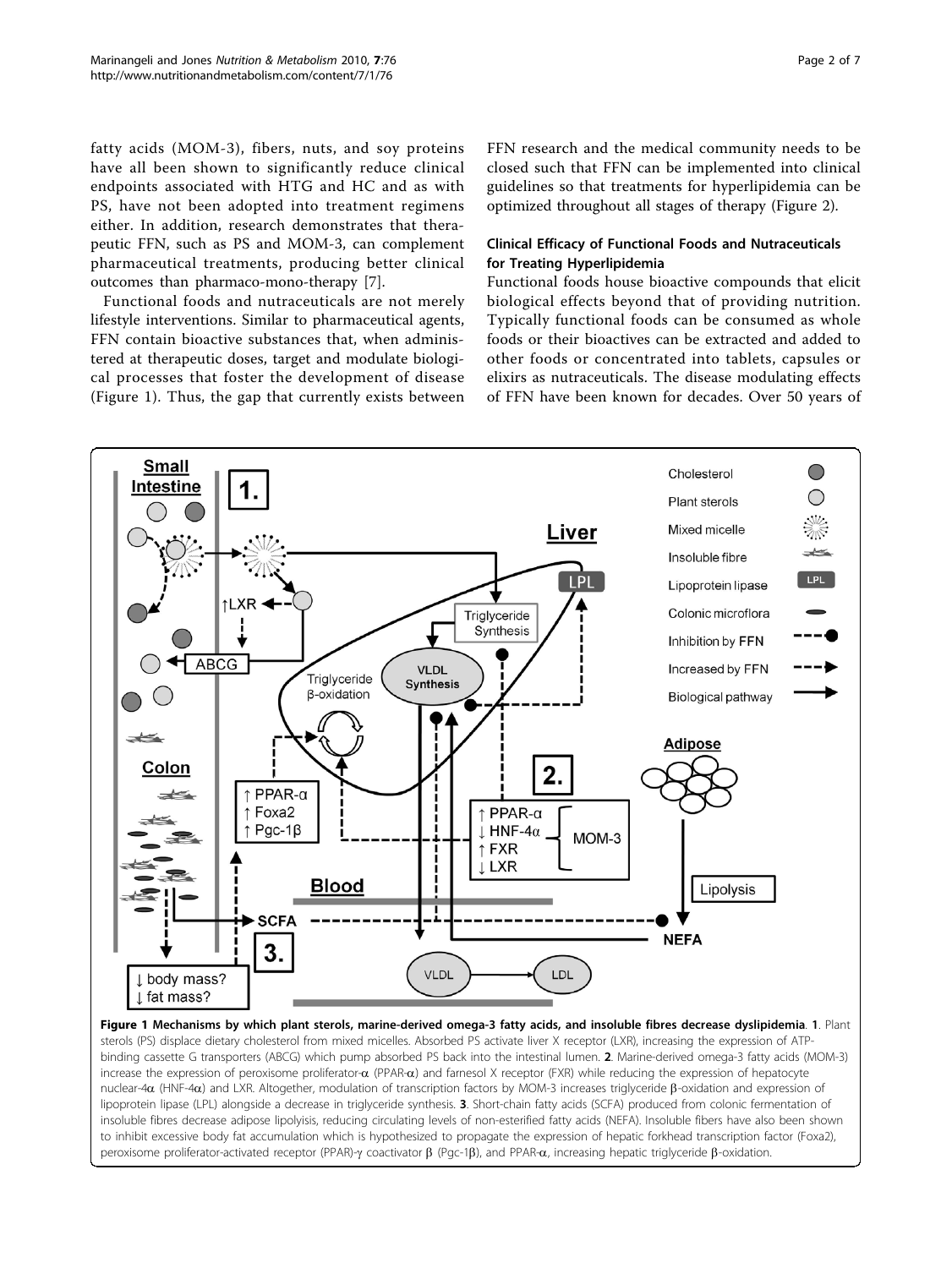fatty acids (MOM-3), fibers, nuts, and soy proteins have all been shown to significantly reduce clinical endpoints associated with HTG and HC and as with PS, have not been adopted into treatment regimens either. In addition, research demonstrates that therapeutic FFN, such as PS and MOM-3, can complement pharmaceutical treatments, producing better clinical outcomes than pharmaco-mono-therapy [7].

Functional foods and nutraceuticals are not merely lifestyle interventions. Similar to pharmaceutical agents, FFN contain bioactive substances that, when administered at therapeutic doses, target and modulate biological processes that foster the development of disease (Figure 1). Thus, the gap that currently exists between FFN research and the medical community needs to be closed such that FFN can be implemented into clinical guidelines so that treatments for hyperlipidemia can be optimized throughout all stages of therapy (Figure 2).

## Clinical Efficacy of Functional Foods and Nutraceuticals for Treating Hyperlipidemia

Functional foods house bioactive compounds that elicit biological effects beyond that of providing nutrition. Typically functional foods can be consumed as whole foods or their bioactives can be extracted and added to other foods or concentrated into tablets, capsules or elixirs as nutraceuticals. The disease modulating effects of FFN have been known for decades. Over 50 years of

**Figure 1 Mechanisms by which plant sterols, marine-derived omega-3 fatty acids, and insoluble fibres decrease dyslipidemia**. **1**. Plant sterols (PS) displace dietary cholesterol from mixed micelles. Absorbed PS activate liver X receptor (LXR), increasing the expression of ATP-binding cassette G transporters (ABCG) which pump absorbed PS back into the intestinal lumen. **2**. Marine-derived omega-3 fatty acids (MOM-3) increase the expression of peroxisome proliferator-α (PPAR-α) and farnesol X receptor (FXR) while reducing the expression of hepatocyte nuclear-4α (HNF-4α) and LXR. Altogether, modulation of transcription factors by MOM-3 increases triglyceride β-oxidation and expression of lipoprotein lipase (LPL) alongside a decrease in triglyceride synthesis. **3**. Short-chain fatty acids (SCFA) produced from colonic fermentation of insoluble fibres decrease adipose lipolyisis, reducing circulating levels of non-esterified fatty acids (NEFA). Insoluble fibers have also been shown to inhibit excessive body fat accumulation which is hypothesized to propagate the expression of hepatic forkhead transcription factor (Foxa2), peroxisome proliferator-activated receptor (PPAR)-γ coactivator β (Pgc-1β), and PPAR-α, increasing hepatic triglyceride β-oxidation.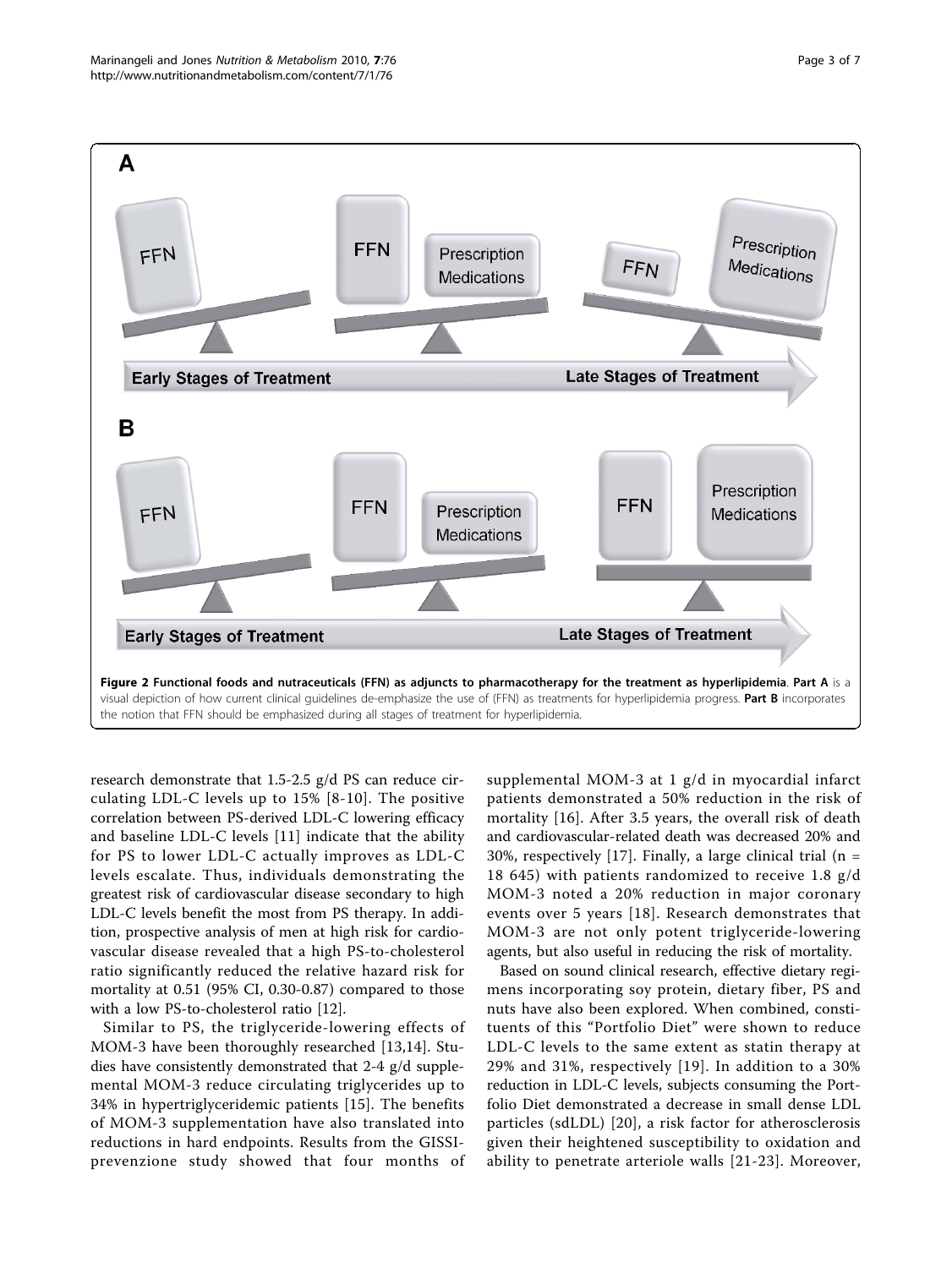**Figure 2 Functional foods and nutraceuticals (FFN) as adjuncts to pharmacotherapy for the treatment as hyperlipidemia**. **Part A** is a visual depiction of how current clinical guidelines de-emphasize the use of (FFN) as treatments for hyperlipidemia progress. **Part B** incorporates the notion that FFN should be emphasized during all stages of treatment for hyperlipidemia.

research demonstrate that 1.5-2.5 g/d PS can reduce circulating LDL-C levels up to 15% [8-10]. The positive correlation between PS-derived LDL-C lowering efficacy and baseline LDL-C levels [11] indicate that the ability for PS to lower LDL-C actually improves as LDL-C levels escalate. Thus, individuals demonstrating the greatest risk of cardiovascular disease secondary to high LDL-C levels benefit the most from PS therapy. In addition, prospective analysis of men at high risk for cardiovascular disease revealed that a high PS-to-cholesterol ratio significantly reduced the relative hazard risk for mortality at 0.51 (95% CI, 0.30-0.87) compared to those with a low PS-to-cholesterol ratio [12].

Similar to PS, the triglyceride-lowering effects of MOM-3 have been thoroughly researched [13,14]. Studies have consistently demonstrated that 2-4 g/d supplemental MOM-3 reduce circulating triglycerides up to 34% in hypertriglyceridemic patients [15]. The benefits of MOM-3 supplementation have also translated into reductions in hard endpoints. Results from the GISSI-prevenzione study showed that four months of supplemental MOM-3 at 1 g/d in myocardial infarct patients demonstrated a 50% reduction in the risk of mortality [16]. After 3.5 years, the overall risk of death and cardiovascular-related death was decreased 20% and 30%, respectively [17]. Finally, a large clinical trial (n = 18 645) with patients randomized to receive 1.8 g/d MOM-3 noted a 20% reduction in major coronary events over 5 years [18]. Research demonstrates that MOM-3 are not only potent triglyceride-lowering agents, but also useful in reducing the risk of mortality.

Based on sound clinical research, effective dietary regimens incorporating soy protein, dietary fiber, PS and nuts have also been explored. When combined, constituents of this "Portfolio Diet" were shown to reduce LDL-C levels to the same extent as statin therapy at 29% and 31%, respectively [19]. In addition to a 30% reduction in LDL-C levels, subjects consuming the Portfolio Diet demonstrated a decrease in small dense LDL particles (sdLDL) [20], a risk factor for atherosclerosis given their heightened susceptibility to oxidation and ability to penetrate arteriole walls [21-23]. Moreover,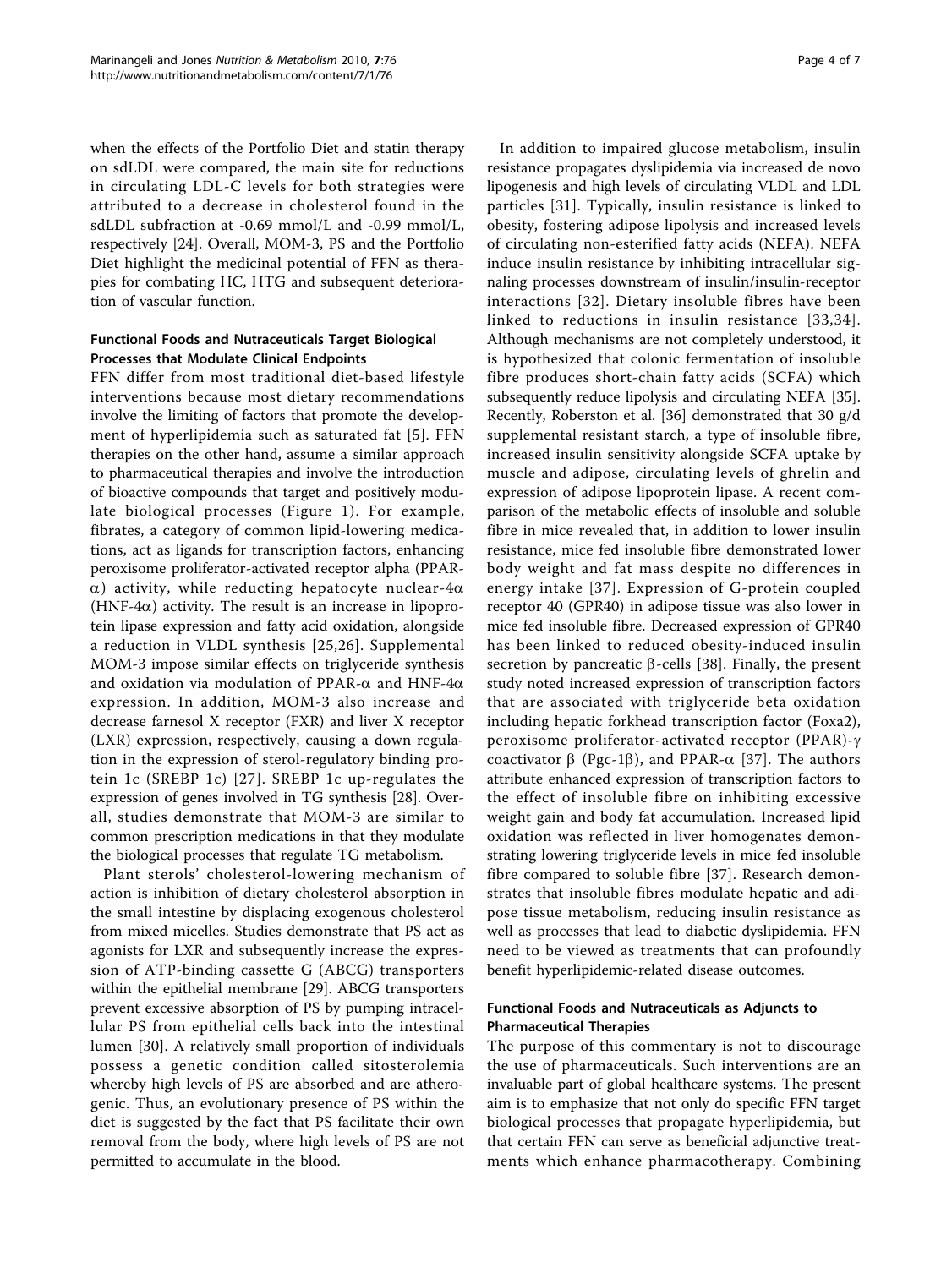when the effects of the Portfolio Diet and statin therapy on sdLDL were compared, the main site for reductions in circulating LDL-C levels for both strategies were attributed to a decrease in cholesterol found in the sdLDL subfraction at -0.69 mmol/L and -0.99 mmol/L, respectively [24]. Overall, MOM-3, PS and the Portfolio Diet highlight the medicinal potential of FFN as therapies for combating HC, HTG and subsequent deterioration of vascular function.

### Functional Foods and Nutraceuticals Target Biological Processes that Modulate Clinical Endpoints

FFN differ from most traditional diet-based lifestyle interventions because most dietary recommendations involve the limiting of factors that promote the development of hyperlipidemia such as saturated fat [5]. FFN therapies on the other hand, assume a similar approach to pharmaceutical therapies and involve the introduction of bioactive compounds that target and positively modulate biological processes (Figure 1). For example, fibrates, a category of common lipid-lowering medications, act as ligands for transcription factors, enhancing peroxisome proliferator-activated receptor alpha (PPAR-$\alpha$) activity, while reducting hepatocyte nuclear-4$\alpha$ (HNF-4$\alpha$) activity. The result is an increase in lipoprotein lipase expression and fatty acid oxidation, alongside a reduction in VLDL synthesis [25,26]. Supplemental MOM-3 impose similar effects on triglyceride synthesis and oxidation via modulation of PPAR-$\alpha$ and HNF-4$\alpha$ expression. In addition, MOM-3 also increase and decrease farnesol X receptor (FXR) and liver X receptor (LXR) expression, respectively, causing a down regulation in the expression of sterol-regulatory binding protein 1c (SREBP 1c) [27]. SREBP 1c up-regulates the expression of genes involved in TG synthesis [28]. Overall, studies demonstrate that MOM-3 are similar to common prescription medications in that they modulate the biological processes that regulate TG metabolism.

Plant sterols' cholesterol-lowering mechanism of action is inhibition of dietary cholesterol absorption in the small intestine by displacing exogenous cholesterol from mixed micelles. Studies demonstrate that PS act as agonists for LXR and subsequently increase the expression of ATP-binding cassette G (ABCG) transporters within the epithelial membrane [29]. ABCG transporters prevent excessive absorption of PS by pumping intracellular PS from epithelial cells back into the intestinal lumen [30]. A relatively small proportion of individuals possess a genetic condition called sitosterolemia whereby high levels of PS are absorbed and are atherogenic. Thus, an evolutionary presence of PS within the diet is suggested by the fact that PS facilitate their own removal from the body, where high levels of PS are not permitted to accumulate in the blood.

In addition to impaired glucose metabolism, insulin resistance propagates dyslipidemia via increased de novo lipogenesis and high levels of circulating VLDL and LDL particles [31]. Typically, insulin resistance is linked to obesity, fostering adipose lipolysis and increased levels of circulating non-esterified fatty acids (NEFA). NEFA induce insulin resistance by inhibiting intracellular signaling processes downstream of insulin/insulin-receptor interactions [32]. Dietary insoluble fibres have been linked to reductions in insulin resistance [33,34]. Although mechanisms are not completely understood, it is hypothesized that colonic fermentation of insoluble fibre produces short-chain fatty acids (SCFA) which subsequently reduce lipolysis and circulating NEFA [35]. Recently, Roberston et al. [36] demonstrated that 30 g/d supplemental resistant starch, a type of insoluble fibre, increased insulin sensitivity alongside SCFA uptake by muscle and adipose, circulating levels of ghrelin and expression of adipose lipoprotein lipase. A recent comparison of the metabolic effects of insoluble and soluble fibre in mice revealed that, in addition to lower insulin resistance, mice fed insoluble fibre demonstrated lower body weight and fat mass despite no differences in energy intake [37]. Expression of G-protein coupled receptor 40 (GPR40) in adipose tissue was also lower in mice fed insoluble fibre. Decreased expression of GPR40 has been linked to reduced obesity-induced insulin secretion by pancreatic $\beta$-cells [38]. Finally, the present study noted increased expression of transcription factors that are associated with triglyceride beta oxidation including hepatic forkhead transcription factor (Foxa2), peroxisome proliferator-activated receptor (PPAR)-$\gamma$ coactivator $\beta$ (Pgc-1$\beta$), and PPAR-$\alpha$ [37]. The authors attribute enhanced expression of transcription factors to the effect of insoluble fibre on inhibiting excessive weight gain and body fat accumulation. Increased lipid oxidation was reflected in liver homogenates demonstrating lowering triglyceride levels in mice fed insoluble fibre compared to soluble fibre [37]. Research demonstrates that insoluble fibres modulate hepatic and adipose tissue metabolism, reducing insulin resistance as well as processes that lead to diabetic dyslipidemia. FFN need to be viewed as treatments that can profoundly benefit hyperlipidemic-related disease outcomes.

### Functional Foods and Nutraceuticals as Adjuncts to Pharmaceutical Therapies

The purpose of this commentary is not to discourage the use of pharmaceuticals. Such interventions are an invaluable part of global healthcare systems. The present aim is to emphasize that not only do specific FFN target biological processes that propagate hyperlipidemia, but that certain FFN can serve as beneficial adjunctive treatments which enhance pharmacotherapy. Combining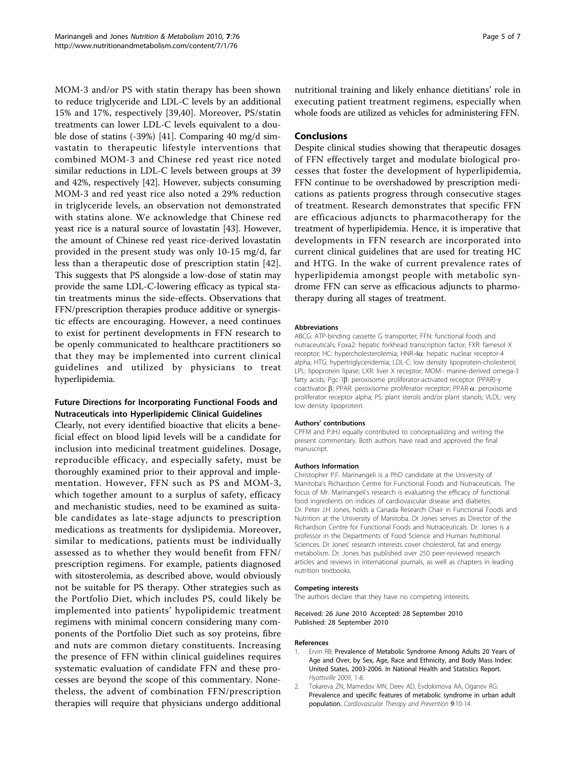MOM-3 and/or PS with statin therapy has been shown to reduce triglyceride and LDL-C levels by an additional 15% and 17%, respectively [39,40]. Moreover, PS/statin treatments can lower LDL-C levels equivalent to a double dose of statins (-39%) [41]. Comparing 40 mg/d simvastatin to therapeutic lifestyle interventions that combined MOM-3 and Chinese red yeast rice noted similar reductions in LDL-C levels between groups at 39 and 42%, respectively [42]. However, subjects consuming MOM-3 and red yeast rice also noted a 29% reduction in triglyceride levels, an observation not demonstrated with statins alone. We acknowledge that Chinese red yeast rice is a natural source of lovastatin [43]. However, the amount of Chinese red yeast rice-derived lovastatin provided in the present study was only 10-15 mg/d, far less than a therapeutic dose of prescription statin [42]. This suggests that PS alongside a low-dose of statin may provide the same LDL-C-lowering efficacy as typical statin treatments minus the side-effects. Observations that FFN/prescription therapies produce additive or synergistic effects are encouraging. However, a need continues to exist for pertinent developments in FFN research to be openly communicated to healthcare practitioners so that they may be implemented into current clinical guidelines and utilized by physicians to treat hyperlipidemia.

### Future Directions for Incorporating Functional Foods and Nutraceuticals into Hyperlipidemic Clinical Guidelines

Clearly, not every identified bioactive that elicits a beneficial effect on blood lipid levels will be a candidate for inclusion into medicinal treatment guidelines. Dosage, reproducible efficacy, and especially safety, must be thoroughly examined prior to their approval and implementation. However, FFN such as PS and MOM-3, which together amount to a surplus of safety, efficacy and mechanistic studies, need to be examined as suitable candidates as late-stage adjuncts to prescription medications as treatments for dyslipidemia. Moreover, similar to medications, patients must be individually assessed as to whether they would benefit from FFN/prescription regimens. For example, patients diagnosed with sitosterolemia, as described above, would obviously not be suitable for PS therapy. Other strategies such as the Portfolio Diet, which includes PS, could likely be implemented into patients' hypolipidemic treatment regimens with minimal concern considering many components of the Portfolio Diet such as soy proteins, fibre and nuts are common dietary constituents. Increasing the presence of FFN within clinical guidelines requires systematic evaluation of candidate FFN and these processes are beyond the scope of this commentary. Nonetheless, the advent of combination FFN/prescription therapies will require that physicians undergo additional nutritional training and likely enhance dietitians' role in executing patient treatment regimens, especially when whole foods are utilized as vehicles for administering FFN.

## Conclusions

Despite clinical studies showing that therapeutic dosages of FFN effectively target and modulate biological processes that foster the development of hyperlipidemia, FFN continue to be overshadowed by prescription medications as patients progress through consecutive stages of treatment. Research demonstrates that specific FFN are efficacious adjuncts to pharmacotherapy for the treatment of hyperlipidemia. Hence, it is imperative that developments in FFN research are incorporated into current clinical guidelines that are used for treating HC and HTG. In the wake of current prevalence rates of hyperlipidemia amongst people with metabolic syndrome FFN can serve as efficacious adjuncts to pharmotherapy during all stages of treatment.

#### Abbreviations

ABCG: ATP-binding cassette G transporter; FFN: functional foods and nutraceuticals; Foxa2: hepatic forkhead transcription factor; FXR: farnesol X receptor; HC: hypercholesterolemia; HNR-4α: hepatic nuclear receptor-4 alpha; HTG: hypertriglyceridemia; LDL-C: low density lipoprotein-cholesterol; LPL: lipoprotein lipase; LXR: liver X receptor; MOM-: marine-derived omega-3 fatty acids; Pgc-1β: peroxisome proliferator-activated receptor (PPAR)-γ coactivator β; PPAR: peroxisome proliferator receptor; PPAR-α: peroxisome proliferator receptor alpha; PS: plant sterols and/or plant stanols; VLDL: very low density lipoprotein.

#### Authors' contributions

CPFM and PJHJ equally contributed to conceptualizing and writing the present commentary. Both authors have read and approved the final manuscript.

#### Authors Information

Christopher P.F. Marinangeli is a PhD candidate at the University of Manitoba's Richardson Centre for Functional Foods and Nutraceuticals. The focus of Mr. Marinangeli's research is evaluating the efficacy of functional food ingredients on indices of cardiovascular disease and diabetes. Dr. Peter J.H Jones, holds a Canada Research Chair in Functional Foods and Nutrition at the University of Manitoba. Dr Jones serves as Director of the Richardson Centre for Functional Foods and Nutraceuticals. Dr. Jones is a professor in the Departments of Food Science and Human Nutritional Sciences. Dr Jones' research interests cover cholesterol, fat and energy metabolism. Dr. Jones has published over 250 peer-reviewed research articles and reviews in international journals, as well as chapters in leading nutrition textbooks.

#### Competing interests

The authors declare that they have no competing interests.

Received: 26 June 2010 Accepted: 28 September 2010
Published: 28 September 2010

#### References

1. Ervin RB: **Prevalence of Metabolic Syndrome Among Adults 20 Years of Age and Over, by Sex, Age, Race and Ethnicity, and Body Mass Index: United States, 2003-2006. In National Health and Statistics Report.** *Hyattsville* 2009, 1-8.
2. Tokareva ZN, Mamedov MN, Deev AD, Evdokimova AA, Oganov RG: **Prevalence and specific features of metabolic syndrome in urban adult population.** *Cardiovascular Therapy and Prevention* 9:10-14.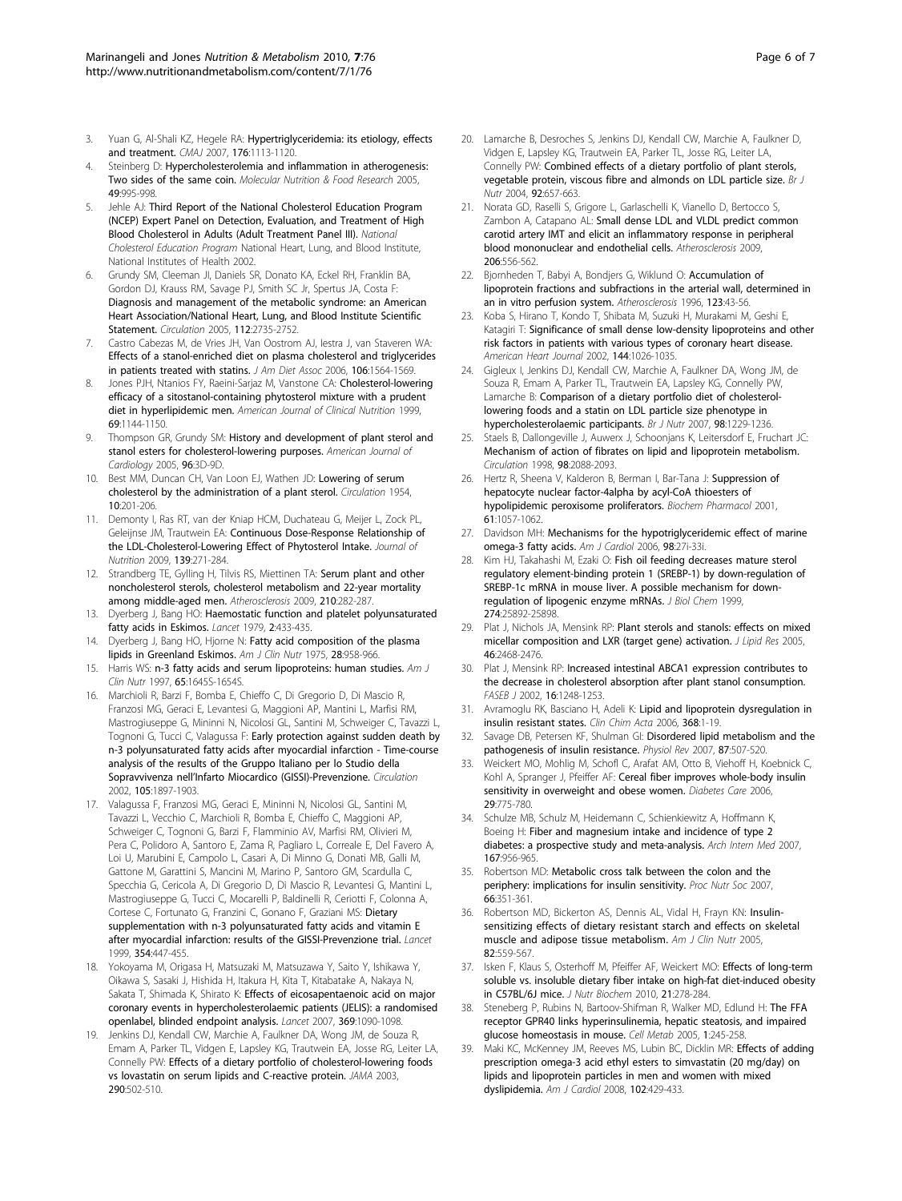3. Yuan G, Al-Shali KZ, Hegele RA: **Hypertriglyceridemia: its etiology, effects and treatment.** *CMAJ* 2007, **176**:1113-1120.
4. Steinberg D: **Hypercholesterolemia and inflammation in atherogenesis: Two sides of the same coin.** *Molecular Nutrition & Food Research* 2005, **49**:995-998.
5. Jehle AJ: **Third Report of the National Cholesterol Education Program (NCEP) Expert Panel on Detection, Evaluation, and Treatment of High Blood Cholesterol in Adults (Adult Treatment Panel III).** *National Cholesterol Education Program* National Heart, Lung, and Blood Institute, National Institutes of Health 2002.
6. Grundy SM, Cleeman JI, Daniels SR, Donato KA, Eckel RH, Franklin BA, Gordon DJ, Krauss RM, Savage PJ, Smith SC Jr, Spertus JA, Costa F: **Diagnosis and management of the metabolic syndrome: an American Heart Association/National Heart, Lung, and Blood Institute Scientific Statement.** *Circulation* 2005, **112**:2735-2752.
7. Castro Cabezas M, de Vries JH, Van Oostrom AJ, Iestra J, van Staveren WA: **Effects of a stanol-enriched diet on plasma cholesterol and triglycerides in patients treated with statins.** *J Am Diet Assoc* 2006, **106**:1564-1569.
8. Jones PJH, Ntanios FY, Raeini-Sarjaz M, Vanstone CA: **Cholesterol-lowering efficacy of a sitostanol-containing phytosterol mixture with a prudent diet in hyperlipidemic men.** *American Journal of Clinical Nutrition* 1999, **69**:1144-1150.
9. Thompson GR, Grundy SM: **History and development of plant sterol and stanol esters for cholesterol-lowering purposes.** *American Journal of Cardiology* 2005, **96**:3D-9D.
10. Best MM, Duncan CH, Van Loon EJ, Wathen JD: **Lowering of serum cholesterol by the administration of a plant sterol.** *Circulation* 1954, **10**:201-206.
11. Demonty I, Ras RT, van der Kniap HCM, Duchateau G, Meijer L, Zock PL, Geleijnse JM, Trautwein EA: **Continuous Dose-Response Relationship of the LDL-Cholesterol-Lowering Effect of Phytosterol Intake.** *Journal of Nutrition* 2009, **139**:271-284.
12. Strandberg TE, Gylling H, Tilvis RS, Miettinen TA: **Serum plant and other noncholesterol sterols, cholesterol metabolism and 22-year mortality among middle-aged men.** *Atherosclerosis* 2009, **210**:282-287.
13. Dyerberg J, Bang HO: **Haemostatic function and platelet polyunsaturated fatty acids in Eskimos.** *Lancet* 1979, **2**:433-435.
14. Dyerberg J, Bang HO, Hjorne N: **Fatty acid composition of the plasma lipids in Greenland Eskimos.** *Am J Clin Nutr* 1975, **28**:958-966.
15. Harris WS: **n-3 fatty acids and serum lipoproteins: human studies.** *Am J Clin Nutr* 1997, **65**:1645S-1654S.
16. Marchioli R, Barzi F, Bomba E, Chieffo C, Di Gregorio D, Di Mascio R, Franzosi MG, Geraci E, Levantesi G, Maggioni AP, Mantini L, Marfisi RM, Mastrogiuseppe G, Mininni N, Nicolosi GL, Santini M, Schweiger C, Tavazzi L, Tognoni G, Tucci C, Valagussa F: **Early protection against sudden death by n-3 polyunsaturated fatty acids after myocardial infarction - Time-course analysis of the results of the Gruppo Italiano per lo Studio della Sopravvivenza nell'Infarto Miocardico (GISSI)-Prevenzione.** *Circulation* 2002, **105**:1897-1903.
17. Valagussa F, Franzosi MG, Geraci E, Mininni N, Nicolosi GL, Santini M, Tavazzi L, Vecchio C, Marchioli R, Bomba E, Chieffo C, Maggioni AP, Schweiger C, Tognoni G, Barzi F, Flamminio AV, Marfisi RM, Olivieri M, Pera C, Polidoro A, Santoro E, Zama R, Pagliaro L, Correale E, Del Favero A, Loi U, Marubini E, Campolo L, Casari A, Di Minno G, Donati MB, Galli M, Gattone M, Garattini S, Mancini M, Marino P, Santoro GM, Scardulla C, Specchia G, Cericola A, Di Gregorio D, Di Mascio R, Levantesi G, Mantini L, Mastrogiuseppe G, Tucci C, Mocarelli P, Baldinelli R, Ceriotti F, Colonna A, Cortese C, Fortunato G, Franzini C, Gonano F, Graziani MS: **Dietary supplementation with n-3 polyunsaturated fatty acids and vitamin E after myocardial infarction: results of the GISSI-Prevenzione trial.** *Lancet* 1999, **354**:447-455.
18. Yokoyama M, Origasa H, Matsuzaki M, Matsuzawa Y, Saito Y, Ishikawa Y, Oikawa S, Sasaki J, Hishida H, Itakura H, Kita T, Kitabatake A, Nakaya N, Sakata T, Shimada K, Shirato K: **Effects of eicosapentaenoic acid on major coronary events in hypercholesterolaemic patients (JELIS): a randomised openlabel, blinded endpoint analysis.** *Lancet* 2007, **369**:1090-1098.
19. Jenkins DJ, Kendall CW, Marchie A, Faulkner DA, Wong JM, de Souza R, Emam A, Parker TL, Vidgen E, Lapsley KG, Trautwein EA, Josse RG, Leiter LA, Connelly PW: **Effects of a dietary portfolio of cholesterol-lowering foods vs lovastatin on serum lipids and C-reactive protein.** *JAMA* 2003, **290**:502-510.
20. Lamarche B, Desroches S, Jenkins DJ, Kendall CW, Marchie A, Faulkner D, Vidgen E, Lapsley KG, Trautwein EA, Parker TL, Josse RG, Leiter LA, Connelly PW: **Combined effects of a dietary portfolio of plant sterols, vegetable protein, viscous fibre and almonds on LDL particle size.** *Br J Nutr* 2004, **92**:657-663.
21. Norata GD, Raselli S, Grigore L, Garlaschelli K, Vianello D, Bertocco S, Zambon A, Catapano AL: **Small dense LDL and VLDL predict common carotid artery IMT and elicit an inflammatory response in peripheral blood mononuclear and endothelial cells.** *Atherosclerosis* 2009, **206**:556-562.
22. Bjornheden T, Babyi A, Bondjers G, Wiklund O: **Accumulation of lipoprotein fractions and subfractions in the arterial wall, determined in an in vitro perfusion system.** *Atherosclerosis* 1996, **123**:43-56.
23. Koba S, Hirano T, Kondo T, Shibata M, Suzuki H, Murakami M, Geshi E, Katagiri T: **Significance of small dense low-density lipoproteins and other risk factors in patients with various types of coronary heart disease.** *American Heart Journal* 2002, **144**:1026-1035.
24. Gigleux I, Jenkins DJ, Kendall CW, Marchie A, Faulkner DA, Wong JM, de Souza R, Emam A, Parker TL, Trautwein EA, Lapsley KG, Connelly PW, Lamarche B: **Comparison of a dietary portfolio diet of cholesterol-lowering foods and a statin on LDL particle size phenotype in hypercholesterolaemic participants.** *Br J Nutr* 2007, **98**:1229-1236.
25. Staels B, Dallongeville J, Auwerx J, Schoonjans K, Leitersdorf E, Fruchart JC: **Mechanism of action of fibrates on lipid and lipoprotein metabolism.** *Circulation* 1998, **98**:2088-2093.
26. Hertz R, Sheena V, Kalderon B, Berman I, Bar-Tana J: **Suppression of hepatocyte nuclear factor-4alpha by acyl-CoA thioesters of hypolipidemic peroxisome proliferators.** *Biochem Pharmacol* 2001, **61**:1057-1062.
27. Davidson MH: **Mechanisms for the hypotriglyceridemic effect of marine omega-3 fatty acids.** *Am J Cardiol* 2006, **98**:27i-33i.
28. Kim HJ, Takahashi M, Ezaki O: **Fish oil feeding decreases mature sterol regulatory element-binding protein 1 (SREBP-1) by down-regulation of SREBP-1c mRNA in mouse liver. A possible mechanism for down-regulation of lipogenic enzyme mRNAs.** *J Biol Chem* 1999, **274**:25892-25898.
29. Plat J, Nichols JA, Mensink RP: **Plant sterols and stanols: effects on mixed micellar composition and LXR (target gene) activation.** *J Lipid Res* 2005, **46**:2468-2476.
30. Plat J, Mensink RP: **Increased intestinal ABCA1 expression contributes to the decrease in cholesterol absorption after plant stanol consumption.** *FASEB J* 2002, **16**:1248-1253.
31. Avramoglu RK, Basciano H, Adeli K: **Lipid and lipoprotein dysregulation in insulin resistant states.** *Clin Chim Acta* 2006, **368**:1-19.
32. Savage DB, Petersen KF, Shulman GI: **Disordered lipid metabolism and the pathogenesis of insulin resistance.** *Physiol Rev* 2007, **87**:507-520.
33. Weickert MO, Mohlig M, Schofl C, Arafat AM, Otto B, Viehoff H, Koebnick C, Kohl A, Spranger J, Pfeiffer AF: **Cereal fiber improves whole-body insulin sensitivity in overweight and obese women.** *Diabetes Care* 2006, **29**:775-780.
34. Schulze MB, Schulz M, Heidemann C, Schienkiewitz A, Hoffmann K, Boeing H: **Fiber and magnesium intake and incidence of type 2 diabetes: a prospective study and meta-analysis.** *Arch Intern Med* 2007, **167**:956-965.
35. Robertson MD: **Metabolic cross talk between the colon and the periphery: implications for insulin sensitivity.** *Proc Nutr Soc* 2007, **66**:351-361.
36. Robertson MD, Bickerton AS, Dennis AL, Vidal H, Frayn KN: **Insulin-sensitizing effects of dietary resistant starch and effects on skeletal muscle and adipose tissue metabolism.** *Am J Clin Nutr* 2005, **82**:559-567.
37. Isken F, Klaus S, Osterhoff M, Pfeiffer AF, Weickert MO: **Effects of long-term soluble vs. insoluble dietary fiber intake on high-fat diet-induced obesity in C57BL/6J mice.** *J Nutr Biochem* 2010, **21**:278-284.
38. Steneberg P, Rubins N, Bartoov-Shifman R, Walker MD, Edlund H: **The FFA receptor GPR40 links hyperinsulinemia, hepatic steatosis, and impaired glucose homeostasis in mouse.** *Cell Metab* 2005, **1**:245-258.
39. Maki KC, McKenney JM, Reeves MS, Lubin BC, Dicklin MR: **Effects of adding prescription omega-3 acid ethyl esters to simvastatin (20 mg/day) on lipids and lipoprotein particles in men and women with mixed dyslipidemia.** *Am J Cardiol* 2008, **102**:429-433.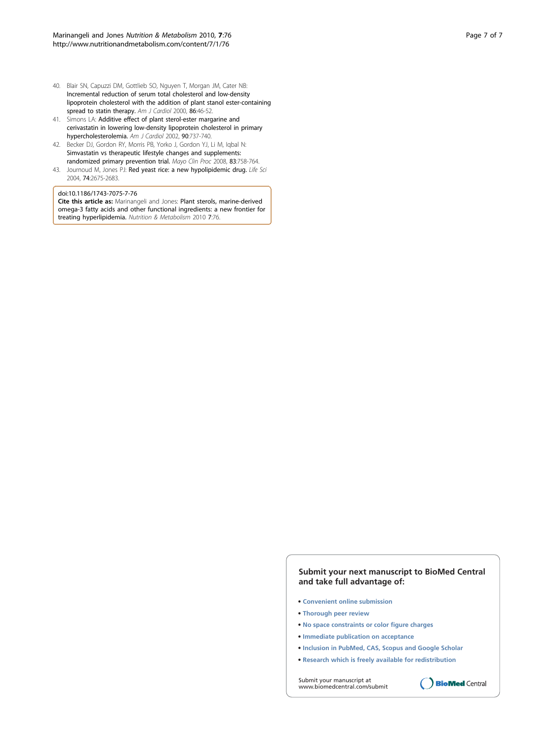40. Blair SN, Capuzzi DM, Gottlieb SO, Nguyen T, Morgan JM, Cater NB: **Incremental reduction of serum total cholesterol and low-density lipoprotein cholesterol with the addition of plant stanol ester-containing spread to statin therapy.** *Am J Cardiol* 2000, **86**:46-52.
41. Simons LA: **Additive effect of plant sterol-ester margarine and cerivastatin in lowering low-density lipoprotein cholesterol in primary hypercholesterolemia.** *Am J Cardiol* 2002, **90**:737-740.
42. Becker DJ, Gordon RY, Morris PB, Yorko J, Gordon YJ, Li M, Iqbal N: **Simvastatin vs therapeutic lifestyle changes and supplements: randomized primary prevention trial.** *Mayo Clin Proc* 2008, **83**:758-764.
43. Journoud M, Jones PJ: **Red yeast rice: a new hypolipidemic drug.** *Life Sci* 2004, **74**:2675-2683.

doi:10.1186/1743-7075-7-76
**Cite this article as:** Marinangeli and Jones: Plant sterols, marine-derived omega-3 fatty acids and other functional ingredients: a new frontier for treating hyperlipidemia. *Nutrition & Metabolism* 2010 **7**:76.

**Submit your next manuscript to BioMed Central and take full advantage of:**

- **Convenient online submission**
- **Thorough peer review**
- **No space constraints or color figure charges**
- **Immediate publication on acceptance**
- **Inclusion in PubMed, CAS, Scopus and Google Scholar**
- **Research which is freely available for redistribution**

Submit your manuscript at
www.biomedcentral.com/submit

BioMed Central